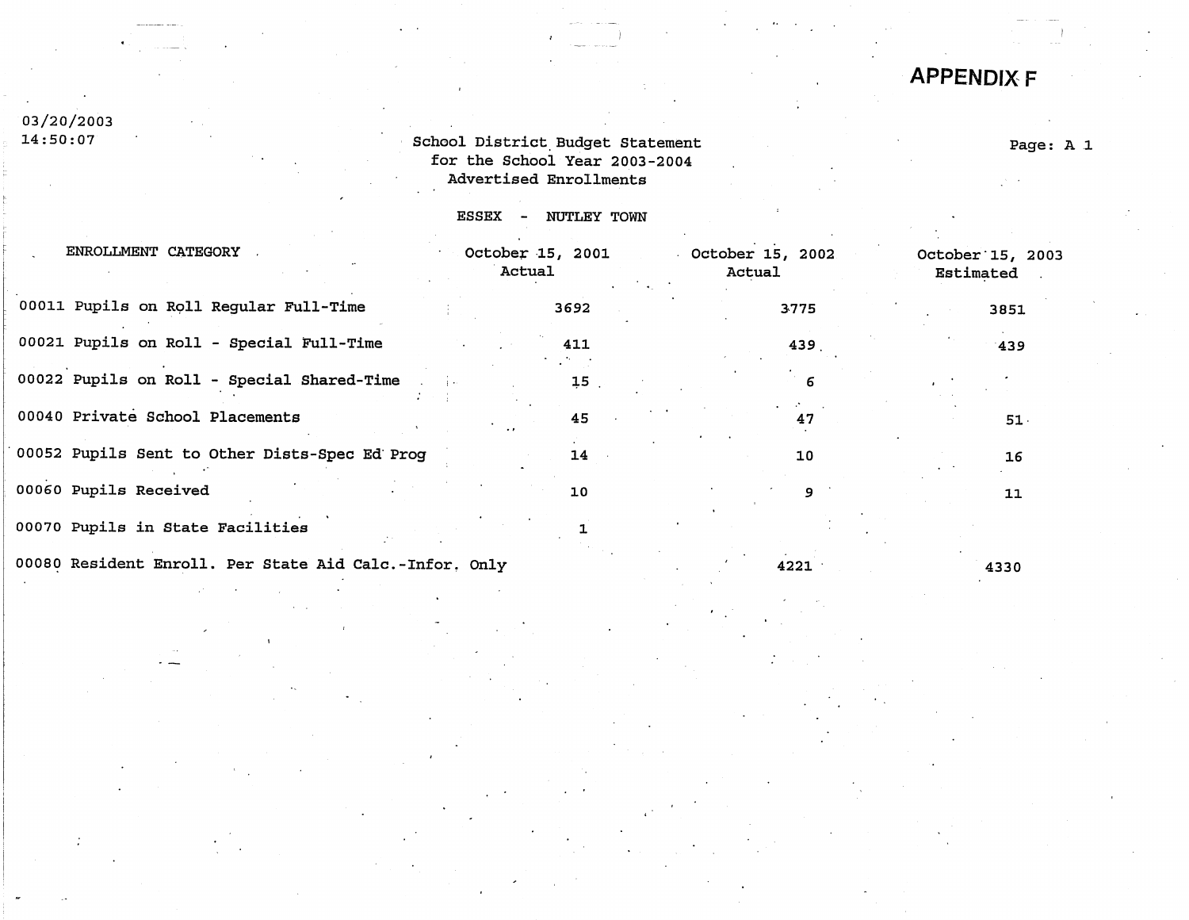# APPENDIX F

03/20/2003
14:50:07

School District Budget Statement
for the School Year 2003-2004
Advertised Enrollments

Page: A 1

ESSEX - NUTLEY TOWN

| ENROLLMENT CATEGORY | October 15, 2001 Actual | October 15, 2002 Actual | October 15, 2003 Estimated |
|---|---|---|---|
| 00011 Pupils on Roll Regular Full-Time | 3692 | 3775 | 3851 |
| 00021 Pupils on Roll - Special Full-Time | 411 | 439 | 439 |
| 00022 Pupils on Roll - Special Shared-Time | 15 | 6 | |
| 00040 Private School Placements | 45 | 47 | 51 |
| 00052 Pupils Sent to Other Dists-Spec Ed Prog | 14 | 10 | 16 |
| 00060 Pupils Received | 10 | 9 | 11 |
| 00070 Pupils in State Facilities | 1 | | |
| 00080 Resident Enroll. Per State Aid Calc.-Infor. Only | | 4221 | 4330 |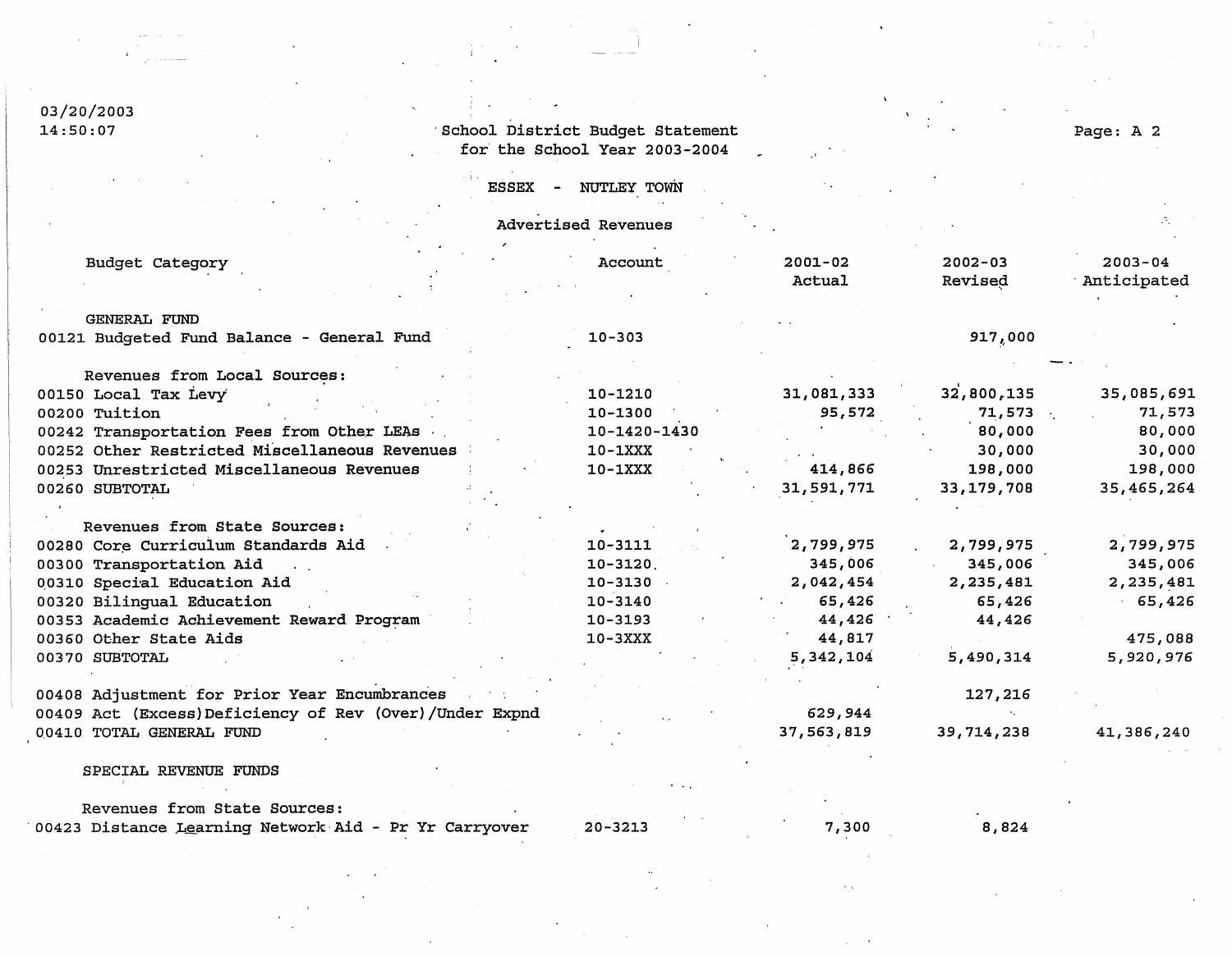03/20/2003
14:50:07

School District Budget Statement
for the School Year 2003-2004

ESSEX - NUTLEY TOWN

Advertised Revenues

| Budget Category | Account | 2001-02 Actual | 2002-03 Revised | 2003-04 Anticipated |
|---|---|---|---|---|
| GENERAL FUND | | | | |
| 00121 Budgeted Fund Balance - General Fund | 10-303 | | 917,000 | |
| Revenues from Local Sources: | | | | |
| 00150 Local Tax Levy | 10-1210 | 31,081,333 | 32,800,135 | 35,085,691 |
| 00200 Tuition | 10-1300 | 95,572 | 71,573 | 71,573 |
| 00242 Transportation Fees from Other LEAs | 10-1420-1430 | | 80,000 | 80,000 |
| 00252 Other Restricted Miscellaneous Revenues | 10-1XXX | | 30,000 | 30,000 |
| 00253 Unrestricted Miscellaneous Revenues | 10-1XXX | 414,866 | 198,000 | 198,000 |
| 00260 SUBTOTAL | | 31,591,771 | 33,179,708 | 35,465,264 |
| Revenues from State Sources: | | | | |
| 00280 Core Curriculum Standards Aid | 10-3111 | 2,799,975 | 2,799,975 | 2,799,975 |
| 00300 Transportation Aid | 10-3120 | 345,006 | 345,006 | 345,006 |
| 00310 Special Education Aid | 10-3130 | 2,042,454 | 2,235,481 | 2,235,481 |
| 00320 Bilingual Education | 10-3140 | 65,426 | 65,426 | 65,426 |
| 00353 Academic Achievement Reward Program | 10-3193 | 44,426 | 44,426 | |
| 00360 Other State Aids | 10-3XXX | 44,817 | | 475,088 |
| 00370 SUBTOTAL | | 5,342,104 | 5,490,314 | 5,920,976 |
| 00408 Adjustment for Prior Year Encumbrances | | | 127,216 | |
| 00409 Act (Excess)Deficiency of Rev (Over)/Under Expnd | | 629,944 | | |
| 00410 TOTAL GENERAL FUND | | 37,563,819 | 39,714,238 | 41,386,240 |
| SPECIAL REVENUE FUNDS | | | | |
| Revenues from State Sources: | | | | |
| 00423 Distance Learning Network Aid - Pr Yr Carryover | 20-3213 | 7,300 | 8,824 | |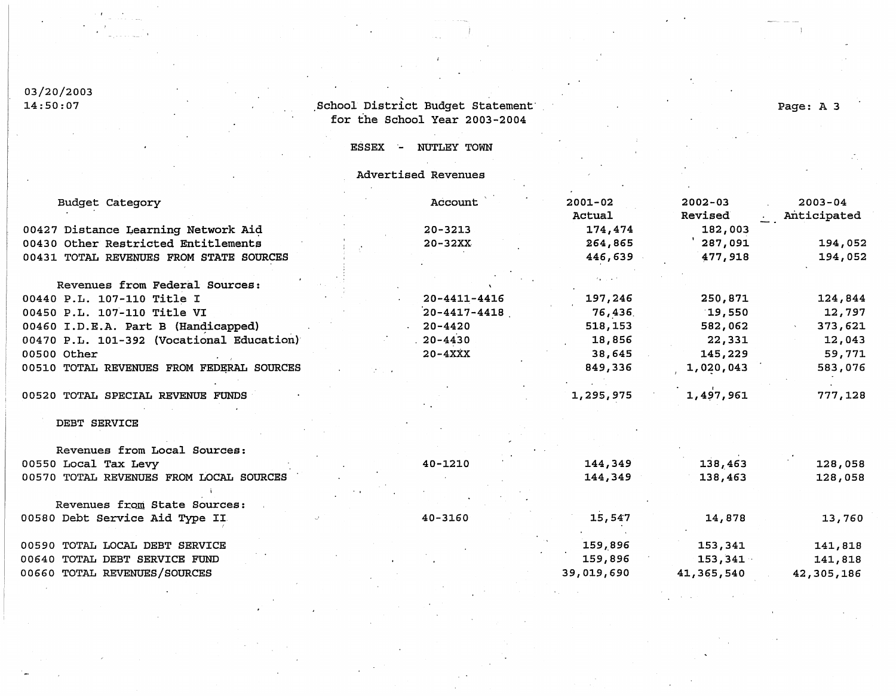03/20/2003
14:50:07

# School District Budget Statement for the School Year 2003-2004

## ESSEX - NUTLEY TOWN

### Advertised Revenues

| Budget Category | Account | 2001-02 Actual | 2002-03 Revised | 2003-04 Anticipated |
|---|---|---|---|---|
| 00427 Distance Learning Network Aid | 20-3213 | 174,474 | 182,003 | |
| 00430 Other Restricted Entitlements | 20-32XX | 264,865 | 287,091 | 194,052 |
| 00431 TOTAL REVENUES FROM STATE SOURCES | | 446,639 | 477,918 | 194,052 |
| Revenues from Federal Sources: | | | | |
| 00440 P.L. 107-110 Title I | 20-4411-4416 | 197,246 | 250,871 | 124,844 |
| 00450 P.L. 107-110 Title VI | 20-4417-4418 | 76,436 | 19,550 | 12,797 |
| 00460 I.D.E.A. Part B (Handicapped) | 20-4420 | 518,153 | 582,062 | 373,621 |
| 00470 P.L. 101-392 (Vocational Education) | 20-4430 | 18,856 | 22,331 | 12,043 |
| 00500 Other | 20-4XXX | 38,645 | 145,229 | 59,771 |
| 00510 TOTAL REVENUES FROM FEDERAL SOURCES | | 849,336 | 1,020,043 | 583,076 |
| 00520 TOTAL SPECIAL REVENUE FUNDS | | 1,295,975 | 1,497,961 | 777,128 |
| DEBT SERVICE | | | | |
| Revenues from Local Sources: | | | | |
| 00550 Local Tax Levy | 40-1210 | 144,349 | 138,463 | 128,058 |
| 00570 TOTAL REVENUES FROM LOCAL SOURCES | | 144,349 | 138,463 | 128,058 |
| Revenues from State Sources: | | | | |
| 00580 Debt Service Aid Type II | 40-3160 | 15,547 | 14,878 | 13,760 |
| 00590 TOTAL LOCAL DEBT SERVICE | | 159,896 | 153,341 | 141,818 |
| 00640 TOTAL DEBT SERVICE FUND | | 159,896 | 153,341 | 141,818 |
| 00660 TOTAL REVENUES/SOURCES | | 39,019,690 | 41,365,540 | 42,305,186 |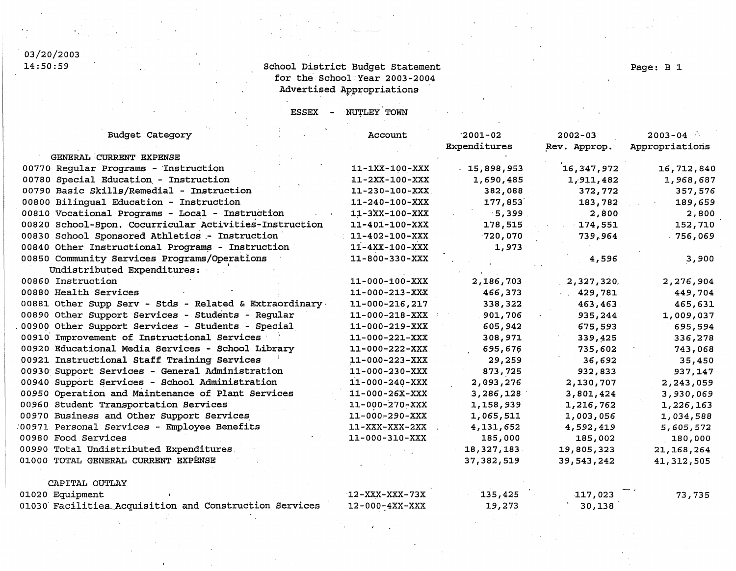03/20/2003
14:50:59

School District Budget Statement
for the School Year 2003-2004
Advertised Appropriations

Page: B 1

ESSEX - NUTLEY TOWN

| Budget Category | Account | 2001-02 Expenditures | 2002-03 Rev. Approp. | 2003-04 Appropriations |
|---|---|---|---|---|
| GENERAL CURRENT EXPENSE | | | | |
| 00770 Regular Programs - Instruction | 11-1XX-100-XXX | 15,898,953 | 16,347,972 | 16,712,840 |
| 00780 Special Education - Instruction | 11-2XX-100-XXX | 1,690,485 | 1,911,482 | 1,968,687 |
| 00790 Basic Skills/Remedial - Instruction | 11-230-100-XXX | 382,088 | 372,772 | 357,576 |
| 00800 Bilingual Education - Instruction | 11-240-100-XXX | 177,853 | 183,782 | 189,659 |
| 00810 Vocational Programs - Local - Instruction | 11-3XX-100-XXX | 5,399 | 2,800 | 2,800 |
| 00820 School-Spon. Cocurricular Activities-Instruction | 11-401-100-XXX | 178,515 | 174,551 | 152,710 |
| 00830 School Sponsored Athletics - Instruction | 11-402-100-XXX | 720,070 | 739,964 | 756,069 |
| 00840 Other Instructional Programs - Instruction | 11-4XX-100-XXX | 1,973 | | |
| 00850 Community Services Programs/Operations | 11-800-330-XXX | | 4,596 | 3,900 |
| Undistributed Expenditures: | | | | |
| 00860 Instruction | 11-000-100-XXX | 2,186,703 | 2,327,320 | 2,276,904 |
| 00880 Health Services | 11-000-213-XXX | 466,373 | 429,781 | 449,704 |
| 00881 Other Supp Serv - Stds - Related & Extraordinary | 11-000-216,217 | 338,322 | 463,463 | 465,631 |
| 00890 Other Support Services - Students - Regular | 11-000-218-XXX | 901,706 | 935,244 | 1,009,037 |
| 00900 Other Support Services - Students - Special | 11-000-219-XXX | 605,942 | 675,593 | 695,594 |
| 00910 Improvement of Instructional Services | 11-000-221-XXX | 308,971 | 339,425 | 336,278 |
| 00920 Educational Media Services - School Library | 11-000-222-XXX | 695,676 | 735,602 | 743,068 |
| 00921 Instructional Staff Training Services | 11-000-223-XXX | 29,259 | 36,692 | 35,450 |
| 00930 Support Services - General Administration | 11-000-230-XXX | 873,725 | 932,833 | 937,147 |
| 00940 Support Services - School Administration | 11-000-240-XXX | 2,093,276 | 2,130,707 | 2,243,059 |
| 00950 Operation and Maintenance of Plant Services | 11-000-26X-XXX | 3,286,128 | 3,801,424 | 3,930,069 |
| 00960 Student Transportation Services | 11-000-270-XXX | 1,158,939 | 1,216,762 | 1,226,163 |
| 00970 Business and Other Support Services | 11-000-290-XXX | 1,065,511 | 1,003,056 | 1,034,588 |
| 00971 Personal Services - Employee Benefits | 11-XXX-XXX-2XX | 4,131,652 | 4,592,419 | 5,605,572 |
| 00980 Food Services | 11-000-310-XXX | 185,000 | 185,002 | 180,000 |
| 00990 Total Undistributed Expenditures | | 18,327,183 | 19,805,323 | 21,168,264 |
| 01000 TOTAL GENERAL CURRENT EXPENSE | | 37,382,519 | 39,543,242 | 41,312,505 |
| CAPITAL OUTLAY | | | | |
| 01020 Equipment | 12-XXX-XXX-73X | 135,425 | 117,023 | 73,735 |
| 01030 Facilities Acquisition and Construction Services | 12-000-4XX-XXX | 19,273 | 30,138 | |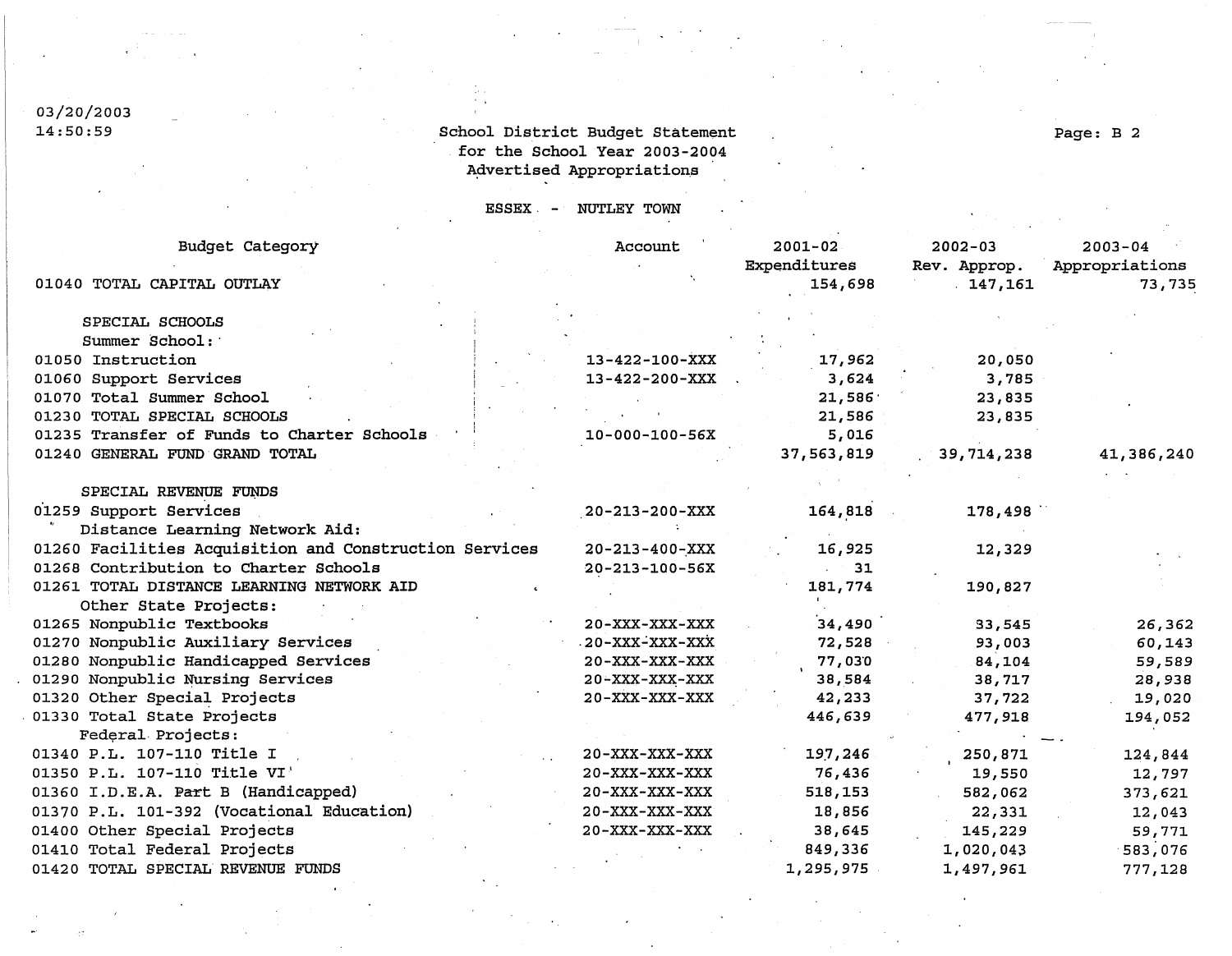03/20/2003
14:50:59

# School District Budget Statement
## for the School Year 2003-2004
## Advertised Appropriations

ESSEX - NUTLEY TOWN

| Budget Category | Account | 2001-02 Expenditures | 2002-03 Rev. Approp. | 2003-04 Appropriations |
|---|---|---|---|---|
| 01040 TOTAL CAPITAL OUTLAY | | 154,698 | 147,161 | 73,735 |
| SPECIAL SCHOOLS | | | | |
| Summer School: | | | | |
| 01050 Instruction | 13-422-100-XXX | 17,962 | 20,050 | |
| 01060 Support Services | 13-422-200-XXX | 3,624 | 3,785 | |
| 01070 Total Summer School | | 21,586 | 23,835 | |
| 01230 TOTAL SPECIAL SCHOOLS | | 21,586 | 23,835 | |
| 01235 Transfer of Funds to Charter Schools | 10-000-100-56X | 5,016 | | |
| 01240 GENERAL FUND GRAND TOTAL | | 37,563,819 | 39,714,238 | 41,386,240 |
| SPECIAL REVENUE FUNDS | | | | |
| 01259 Support Services | 20-213-200-XXX | 164,818 | 178,498 | |
| Distance Learning Network Aid: | | | | |
| 01260 Facilities Acquisition and Construction Services | 20-213-400-XXX | 16,925 | 12,329 | |
| 01268 Contribution to Charter Schools | 20-213-100-56X | 31 | | |
| 01261 TOTAL DISTANCE LEARNING NETWORK AID | | 181,774 | 190,827 | |
| Other State Projects: | | | | |
| 01265 Nonpublic Textbooks | 20-XXX-XXX-XXX | 34,490 | 33,545 | 26,362 |
| 01270 Nonpublic Auxiliary Services | 20-XXX-XXX-XXX | 72,528 | 93,003 | 60,143 |
| 01280 Nonpublic Handicapped Services | 20-XXX-XXX-XXX | 77,030 | 84,104 | 59,589 |
| 01290 Nonpublic Nursing Services | 20-XXX-XXX-XXX | 38,584 | 38,717 | 28,938 |
| 01320 Other Special Projects | 20-XXX-XXX-XXX | 42,233 | 37,722 | 19,020 |
| 01330 Total State Projects | | 446,639 | 477,918 | 194,052 |
| Federal Projects: | | | | |
| 01340 P.L. 107-110 Title I | 20-XXX-XXX-XXX | 197,246 | 250,871 | 124,844 |
| 01350 P.L. 107-110 Title VI | 20-XXX-XXX-XXX | 76,436 | 19,550 | 12,797 |
| 01360 I.D.E.A. Part B (Handicapped) | 20-XXX-XXX-XXX | 518,153 | 582,062 | 373,621 |
| 01370 P.L. 101-392 (Vocational Education) | 20-XXX-XXX-XXX | 18,856 | 22,331 | 12,043 |
| 01400 Other Special Projects | 20-XXX-XXX-XXX | 38,645 | 145,229 | 59,771 |
| 01410 Total Federal Projects | | 849,336 | 1,020,043 | 583,076 |
| 01420 TOTAL SPECIAL REVENUE FUNDS | | 1,295,975 | 1,497,961 | 777,128 |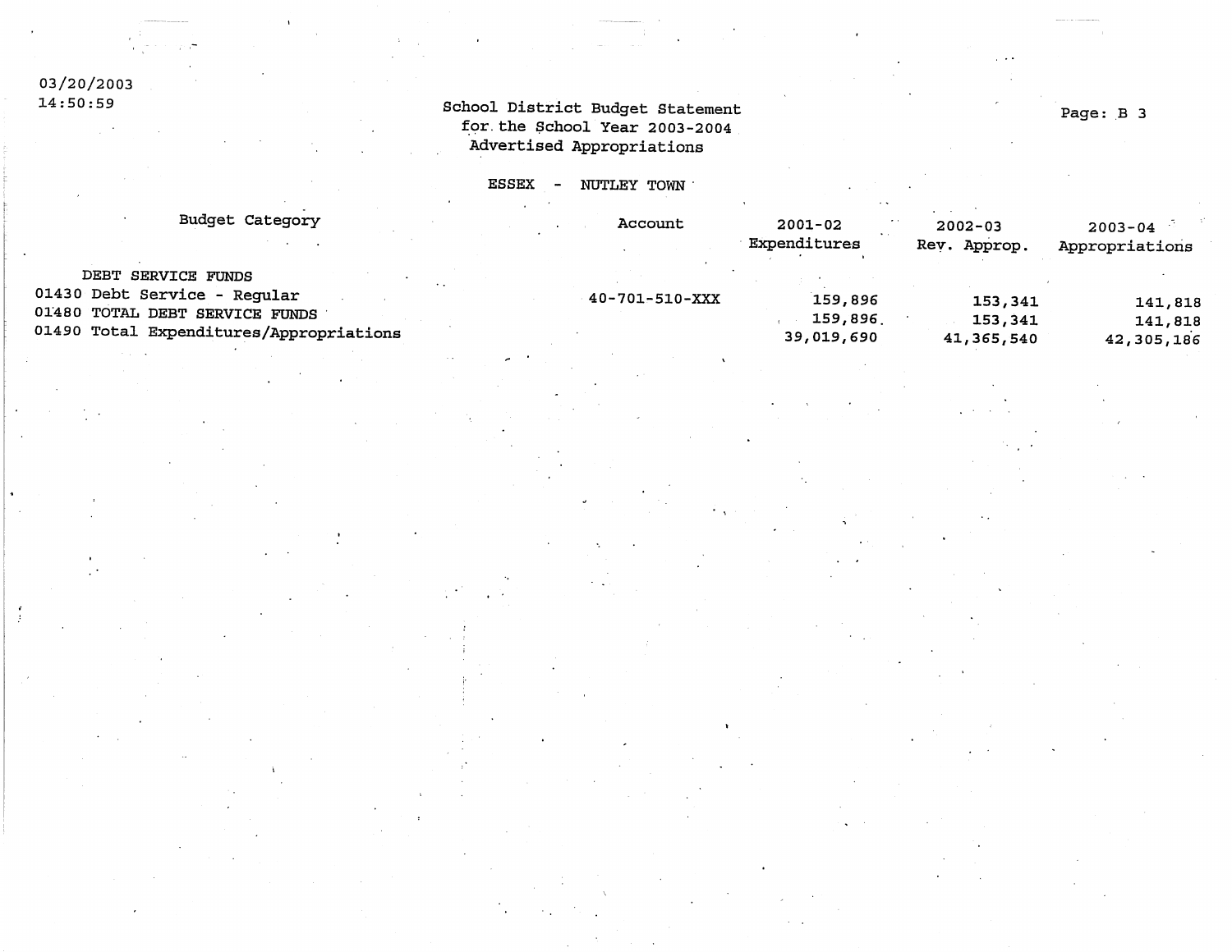03/20/2003
14:50:59

School District Budget Statement
for the School Year 2003-2004
Advertised Appropriations

ESSEX - NUTLEY TOWN

| Budget Category | Account | 2001-02 Expenditures | 2002-03 Rev. Approp. | 2003-04 Appropriations |
|---|---|---|---|---|
| DEBT SERVICE FUNDS | | | | |
| 01430 Debt Service - Regular | 40-701-510-XXX | 159,896 | 153,341 | 141,818 |
| 01480 TOTAL DEBT SERVICE FUNDS | | 159,896 | 153,341 | 141,818 |
| 01490 Total Expenditures/Appropriations | | 39,019,690 | 41,365,540 | 42,305,186 |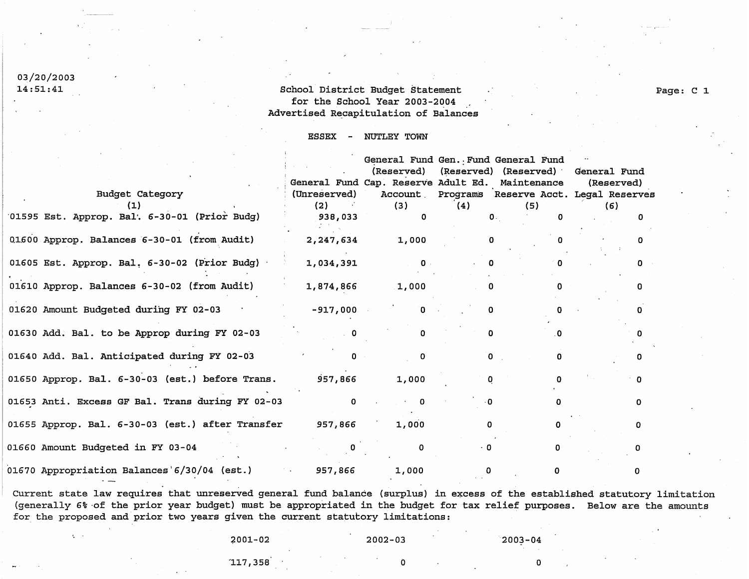03/20/2003
14:51:41

# School District Budget Statement for the School Year 2003-2004 Advertised Recapitulation of Balances

ESSEX - NUTLEY TOWN

| Budget Category (1) | General Fund (Unreserved) (2) | General Fund (Reserved) Cap. Reserve Account (3) | Gen. Fund (Reserved) Adult Ed. Programs (4) | General Fund (Reserved) Maintenance Reserve Acct. (5) | General Fund (Reserved) Legal Reserves (6) |
|---|---|---|---|---|---|
| 01595 Est. Approp. Bal. 6-30-01 (Prior Budg) | 938,033 | 0 | 0 | 0 | 0 |
| 01600 Approp. Balances 6-30-01 (from Audit) | 2,247,634 | 1,000 | 0 | 0 | 0 |
| 01605 Est. Approp. Bal. 6-30-02 (Prior Budg) | 1,034,391 | 0 | 0 | 0 | 0 |
| 01610 Approp. Balances 6-30-02 (from Audit) | 1,874,866 | 1,000 | 0 | 0 | 0 |
| 01620 Amount Budgeted during FY 02-03 | -917,000 | 0 | 0 | 0 | 0 |
| 01630 Add. Bal. to be Approp during FY 02-03 | 0 | 0 | 0 | 0 | 0 |
| 01640 Add. Bal. Anticipated during FY 02-03 | 0 | 0 | 0 | 0 | 0 |
| 01650 Approp. Bal. 6-30-03 (est.) before Trans. | 957,866 | 1,000 | 0 | 0 | 0 |
| 01653 Anti. Excess GF Bal. Trans during FY 02-03 | 0 | 0 | 0 | 0 | 0 |
| 01655 Approp. Bal. 6-30-03 (est.) after Transfer | 957,866 | 1,000 | 0 | 0 | 0 |
| 01660 Amount Budgeted in FY 03-04 | 0 | 0 | 0 | 0 | 0 |
| 01670 Appropriation Balances 6/30/04 (est.) | 957,866 | 1,000 | 0 | 0 | 0 |

Current state law requires that unreserved general fund balance (surplus) in excess of the established statutory limitation (generally 6% of the prior year budget) must be appropriated in the budget for tax relief purposes. Below are the amounts for the proposed and prior two years given the current statutory limitations:

| 2001-02 | 2002-03 | 2003-04 |
|---|---|---|
| 117,358 | 0 | 0 |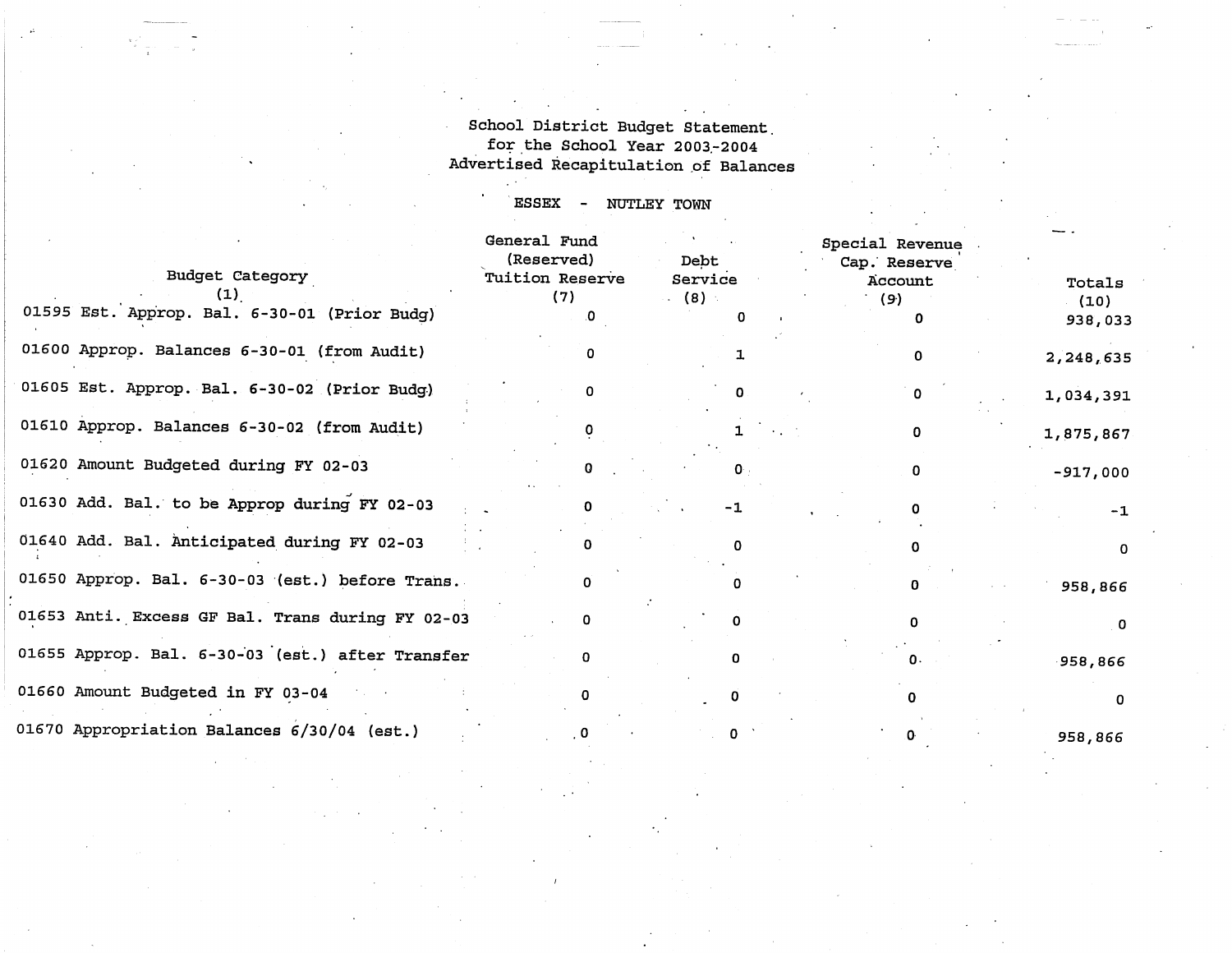School District Budget Statement
for the School Year 2003-2004
Advertised Recapitulation of Balances

ESSEX - NUTLEY TOWN

| Budget Category (1) | General Fund (Reserved) Tuition Reserve (7) | Debt Service (8) | Special Revenue Cap. Reserve Account (9) | Totals (10) |
|---|---|---|---|---|
| 01595 Est. Approp. Bal. 6-30-01 (Prior Budg) | 0 | 0 | 0 | 938,033 |
| 01600 Approp. Balances 6-30-01 (from Audit) | 0 | 1 | 0 | 2,248,635 |
| 01605 Est. Approp. Bal. 6-30-02 (Prior Budg) | 0 | 0 | 0 | 1,034,391 |
| 01610 Approp. Balances 6-30-02 (from Audit) | 0 | 1 | 0 | 1,875,867 |
| 01620 Amount Budgeted during FY 02-03 | 0 | 0 | 0 | -917,000 |
| 01630 Add. Bal. to be Approp during FY 02-03 | 0 | -1 | 0 | -1 |
| 01640 Add. Bal. Anticipated during FY 02-03 | 0 | 0 | 0 | 0 |
| 01650 Approp. Bal. 6-30-03 (est.) before Trans. | 0 | 0 | 0 | 958,866 |
| 01653 Anti. Excess GF Bal. Trans during FY 02-03 | 0 | 0 | 0 | 0 |
| 01655 Approp. Bal. 6-30-03 (est.) after Transfer | 0 | 0 | 0 | 958,866 |
| 01660 Amount Budgeted in FY 03-04 | 0 | 0 | 0 | 0 |
| 01670 Appropriation Balances 6/30/04 (est.) | 0 | 0 | 0 | 958,866 |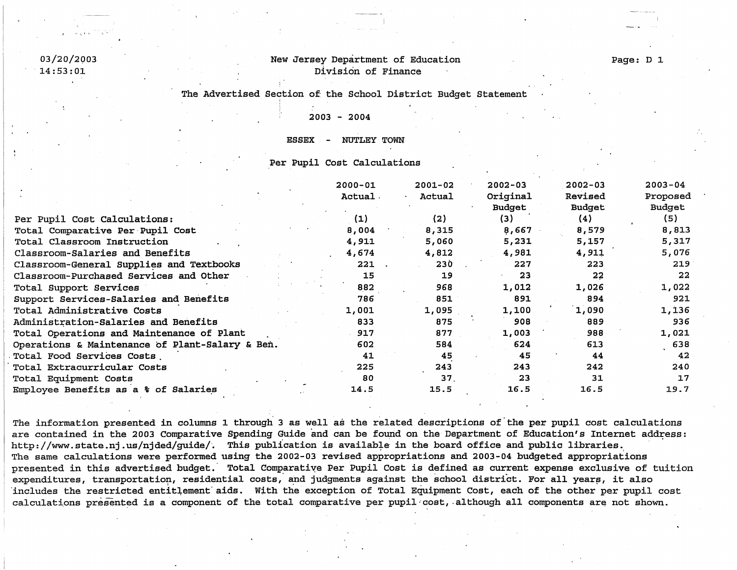03/20/2003
14:53:01

New Jersey Department of Education
Division of Finance

The Advertised Section of the School District Budget Statement

2003 - 2004

ESSEX - NUTLEY TOWN

Per Pupil Cost Calculations

| Per Pupil Cost Calculations: | 2000-01 Actual (1) | 2001-02 Actual (2) | 2002-03 Original Budget (3) | 2002-03 Revised Budget (4) | 2003-04 Proposed Budget (5) |
|---|---|---|---|---|---|
| Total Comparative Per Pupil Cost | 8,004 | 8,315 | 8,667 | 8,579 | 8,813 |
| Total Classroom Instruction | 4,911 | 5,060 | 5,231 | 5,157 | 5,317 |
| Classroom-Salaries and Benefits | 4,674 | 4,812 | 4,981 | 4,911 | 5,076 |
| Classroom-General Supplies and Textbooks | 221 | 230 | 227 | 223 | 219 |
| Classroom-Purchased Services and Other | 15 | 19 | 23 | 22 | 22 |
| Total Support Services | 882 | 968 | 1,012 | 1,026 | 1,022 |
| Support Services-Salaries and Benefits | 786 | 851 | 891 | 894 | 921 |
| Total Administrative Costs | 1,001 | 1,095 | 1,100 | 1,090 | 1,136 |
| Administration-Salaries and Benefits | 833 | 875 | 908 | 889 | 936 |
| Total Operations and Maintenance of Plant | 917 | 877 | 1,003 | 988 | 1,021 |
| Operations & Maintenance of Plant-Salary & Ben. | 602 | 584 | 624 | 613 | 638 |
| Total Food Services Costs | 41 | 45 | 45 | 44 | 42 |
| Total Extracurricular Costs | 225 | 243 | 243 | 242 | 240 |
| Total Equipment Costs | 80 | 37 | 23 | 31 | 17 |
| Employee Benefits as a % of Salaries | 14.5 | 15.5 | 16.5 | 16.5 | 19.7 |

The information presented in columns 1 through 3 as well as the related descriptions of the per pupil cost calculations are contained in the 2003 Comparative Spending Guide and can be found on the Department of Education's Internet address: http://www.state.nj.us/njded/guide/. This publication is available in the board office and public libraries. The same calculations were performed using the 2002-03 revised appropriations and 2003-04 budgeted appropriations presented in this advertised budget. Total Comparative Per Pupil Cost is defined as current expense exclusive of tuition expenditures, transportation, residential costs, and judgments against the school district. For all years, it also includes the restricted entitlement aids. With the exception of Total Equipment Cost, each of the other per pupil cost calculations presented is a component of the total comparative per pupil cost, although all components are not shown.